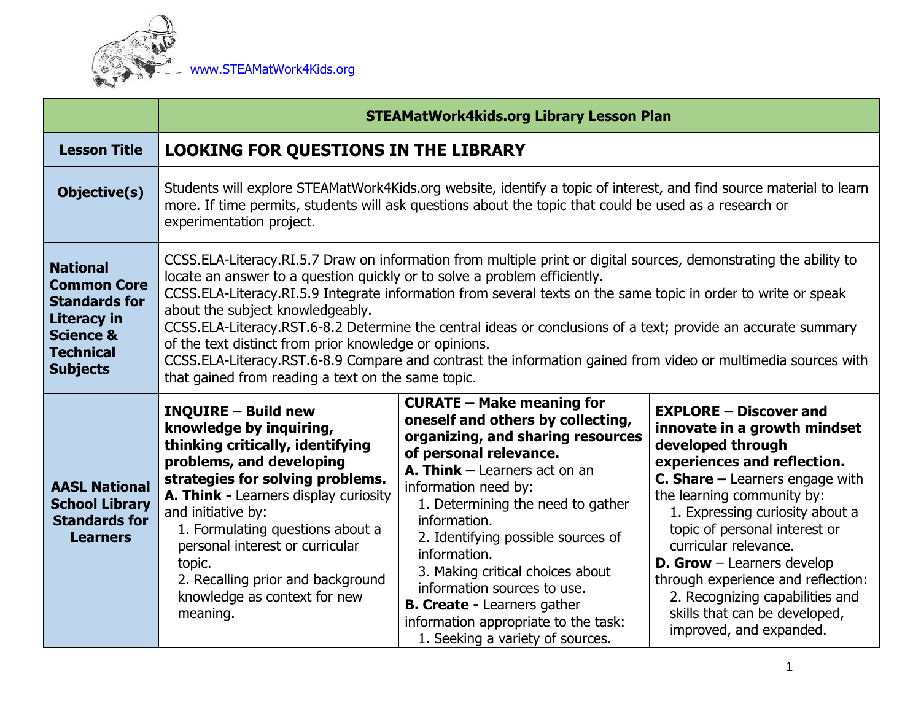www.STEAMatWork4Kids.org

| | STEAMatWork4kids.org Library Lesson Plan | | |
|---|---|---|---|
| **Lesson Title** | **LOOKING FOR QUESTIONS IN THE LIBRARY** | | |
| **Objective(s)** | Students will explore STEAMatWork4Kids.org website, identify a topic of interest, and find source material to learn more. If time permits, students will ask questions about the topic that could be used as a research or experimentation project. | | |
| **National Common Core Standards for Literacy in Science & Technical Subjects** | CCSS.ELA-Literacy.RI.5.7 Draw on information from multiple print or digital sources, demonstrating the ability to locate an answer to a question quickly or to solve a problem efficiently.<br>CCSS.ELA-Literacy.RI.5.9 Integrate information from several texts on the same topic in order to write or speak about the subject knowledgeably.<br>CCSS.ELA-Literacy.RST.6-8.2 Determine the central ideas or conclusions of a text; provide an accurate summary of the text distinct from prior knowledge or opinions.<br>CCSS.ELA-Literacy.RST.6-8.9 Compare and contrast the information gained from video or multimedia sources with that gained from reading a text on the same topic. | | |
| **AASL National School Library Standards for Learners** | **INQUIRE – Build new knowledge by inquiring, thinking critically, identifying problems, and developing strategies for solving problems.**<br>**A. Think -** Learners display curiosity and initiative by:<br>1. Formulating questions about a personal interest or curricular topic.<br>2. Recalling prior and background knowledge as context for new meaning. | **CURATE – Make meaning for oneself and others by collecting, organizing, and sharing resources of personal relevance.**<br>**A. Think –** Learners act on an information need by:<br>1. Determining the need to gather information.<br>2. Identifying possible sources of information.<br>3. Making critical choices about information sources to use.<br>**B. Create -** Learners gather information appropriate to the task:<br>1. Seeking a variety of sources. | **EXPLORE – Discover and innovate in a growth mindset developed through experiences and reflection.**<br>**C. Share –** Learners engage with the learning community by:<br>1. Expressing curiosity about a topic of personal interest or curricular relevance.<br>**D. Grow** – Learners develop through experience and reflection:<br>2. Recognizing capabilities and skills that can be developed, improved, and expanded. |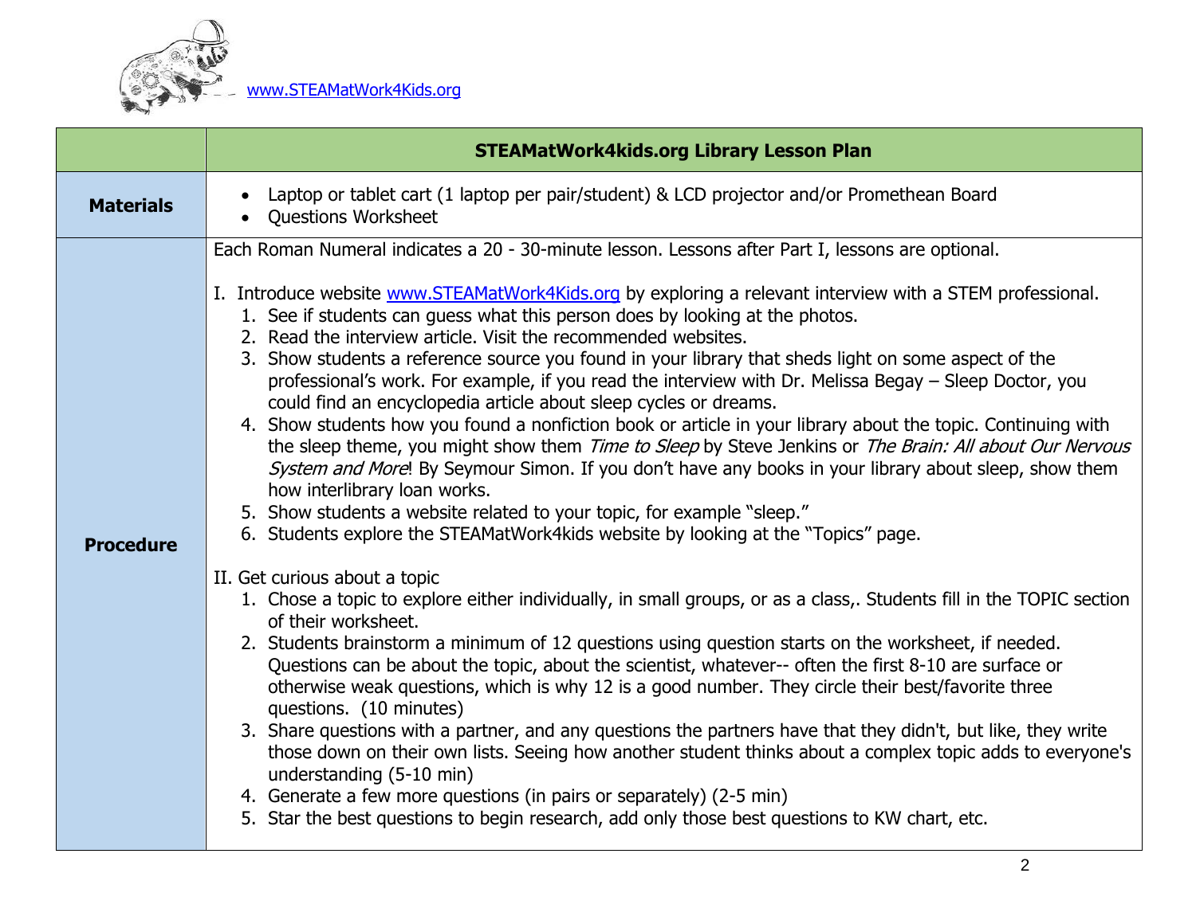www.STEAMatWork4Kids.org

| | **STEAMatWork4kids.org Library Lesson Plan** |
|---|---|
| **Materials** | • Laptop or tablet cart (1 laptop per pair/student) & LCD projector and/or Promethean Board<br>• Questions Worksheet |
| **Procedure** | Each Roman Numeral indicates a 20 - 30-minute lesson. Lessons after Part I, lessons are optional.<br><br>I. Introduce website www.STEAMatWork4Kids.org by exploring a relevant interview with a STEM professional.<br>1. See if students can guess what this person does by looking at the photos.<br>2. Read the interview article. Visit the recommended websites.<br>3. Show students a reference source you found in your library that sheds light on some aspect of the professional's work. For example, if you read the interview with Dr. Melissa Begay – Sleep Doctor, you could find an encyclopedia article about sleep cycles or dreams.<br>4. Show students how you found a nonfiction book or article in your library about the topic. Continuing with the sleep theme, you might show them *Time to Sleep* by Steve Jenkins or *The Brain: All about Our Nervous System and More*! By Seymour Simon. If you don't have any books in your library about sleep, show them how interlibrary loan works.<br>5. Show students a website related to your topic, for example "sleep."<br>6. Students explore the STEAMatWork4kids website by looking at the "Topics" page.<br><br>II. Get curious about a topic<br>1. Chose a topic to explore either individually, in small groups, or as a class,. Students fill in the TOPIC section of their worksheet.<br>2. Students brainstorm a minimum of 12 questions using question starts on the worksheet, if needed. Questions can be about the topic, about the scientist, whatever-- often the first 8-10 are surface or otherwise weak questions, which is why 12 is a good number. They circle their best/favorite three questions. (10 minutes)<br>3. Share questions with a partner, and any questions the partners have that they didn't, but like, they write those down on their own lists. Seeing how another student thinks about a complex topic adds to everyone's understanding (5-10 min)<br>4. Generate a few more questions (in pairs or separately) (2-5 min)<br>5. Star the best questions to begin research, add only those best questions to KW chart, etc. |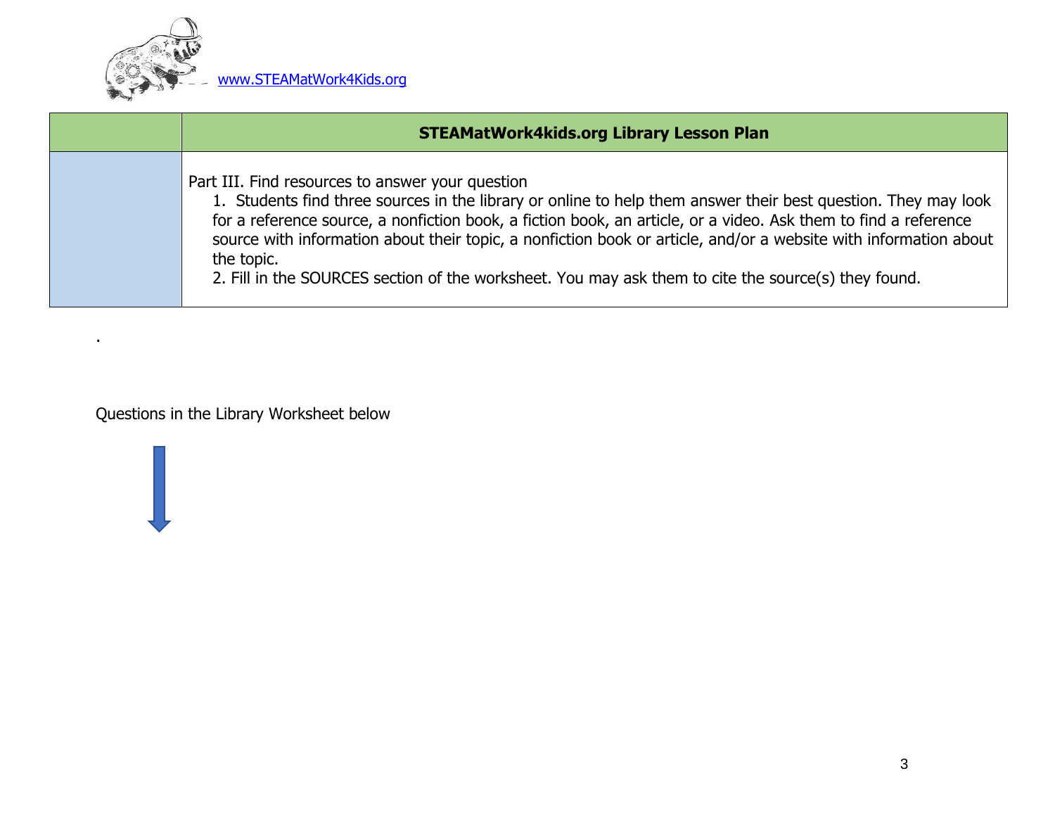| | STEAMatWork4kids.org Library Lesson Plan |
|---|---|
| | Part III. Find resources to answer your question<br>1. Students find three sources in the library or online to help them answer their best question. They may look for a reference source, a nonfiction book, a fiction book, an article, or a video. Ask them to find a reference source with information about their topic, a nonfiction book or article, and/or a website with information about the topic.<br>2. Fill in the SOURCES section of the worksheet. You may ask them to cite the source(s) they found. |

.

Questions in the Library Worksheet below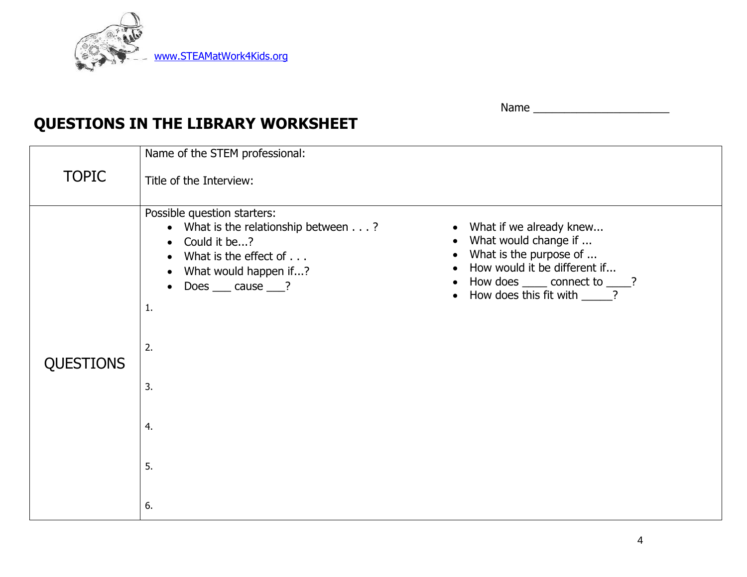www.STEAMatWork4Kids.org

Name ______________________

# QUESTIONS IN THE LIBRARY WORKSHEET

| | |
|---|---|
| TOPIC | Name of the STEM professional:<br><br>Title of the Interview: |
| QUESTIONS | Possible question starters:<br>• What is the relationship between . . . ?<br>• Could it be...?<br>• What is the effect of . . .<br>• What would happen if...?<br>• Does ___ cause ___?<br>• What if we already knew...<br>• What would change if ...<br>• What is the purpose of ...<br>• How would it be different if...<br>• How does ____ connect to ____?<br>• How does this fit with _____?<br><br>1.<br><br>2.<br><br>3.<br><br>4.<br><br>5.<br><br>6. |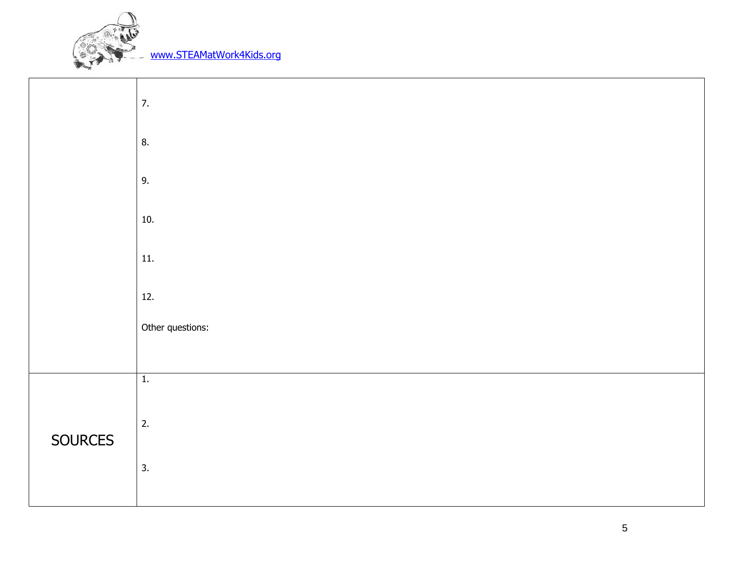www.STEAMatWork4Kids.org

| | |
|---|---|
| | 7.<br><br>8.<br><br>9.<br><br>10.<br><br>11.<br><br>12.<br><br>Other questions: |
| SOURCES | 1.<br><br>2.<br><br>3. |